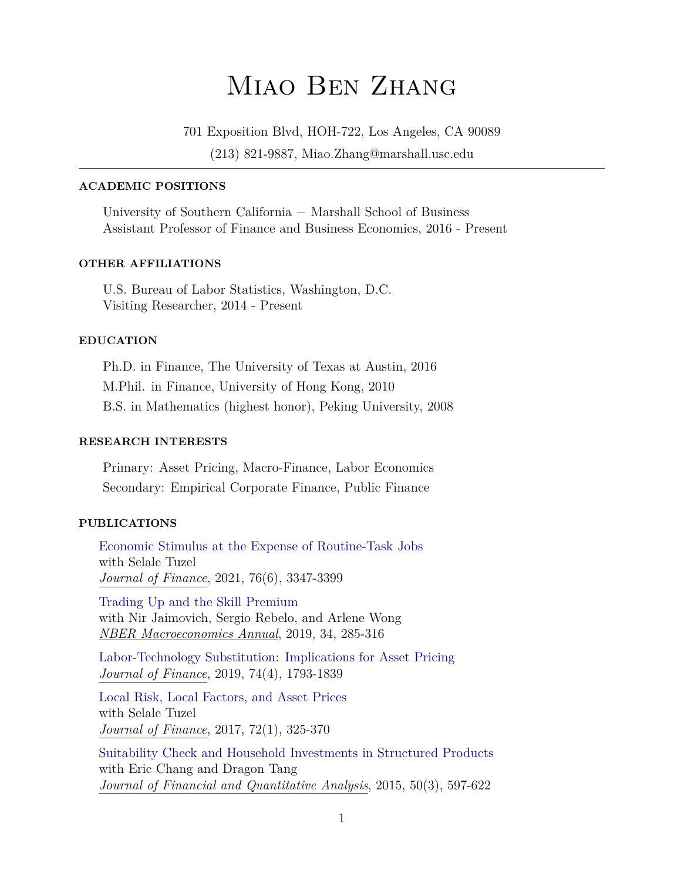# Miao Ben Zhang

701 Exposition Blvd, HOH-722, Los Angeles, CA 90089

(213) 821-9887, Miao.Zhang@marshall.usc.edu

---

## ACADEMIC POSITIONS

University of Southern California − Marshall School of Business
Assistant Professor of Finance and Business Economics, 2016 - Present

## OTHER AFFILIATIONS

U.S. Bureau of Labor Statistics, Washington, D.C.
Visiting Researcher, 2014 - Present

## EDUCATION

Ph.D. in Finance, The University of Texas at Austin, 2016

M.Phil. in Finance, University of Hong Kong, 2010

B.S. in Mathematics (highest honor), Peking University, 2008

## RESEARCH INTERESTS

Primary: Asset Pricing, Macro-Finance, Labor Economics

Secondary: Empirical Corporate Finance, Public Finance

## PUBLICATIONS

Economic Stimulus at the Expense of Routine-Task Jobs
with Selale Tuzel
*Journal of Finance*, 2021, 76(6), 3347-3399

Trading Up and the Skill Premium
with Nir Jaimovich, Sergio Rebelo, and Arlene Wong
*NBER Macroeconomics Annual*, 2019, 34, 285-316

Labor-Technology Substitution: Implications for Asset Pricing
*Journal of Finance*, 2019, 74(4), 1793-1839

Local Risk, Local Factors, and Asset Prices
with Selale Tuzel
*Journal of Finance*, 2017, 72(1), 325-370

Suitability Check and Household Investments in Structured Products
with Eric Chang and Dragon Tang
*Journal of Financial and Quantitative Analysis*, 2015, 50(3), 597-622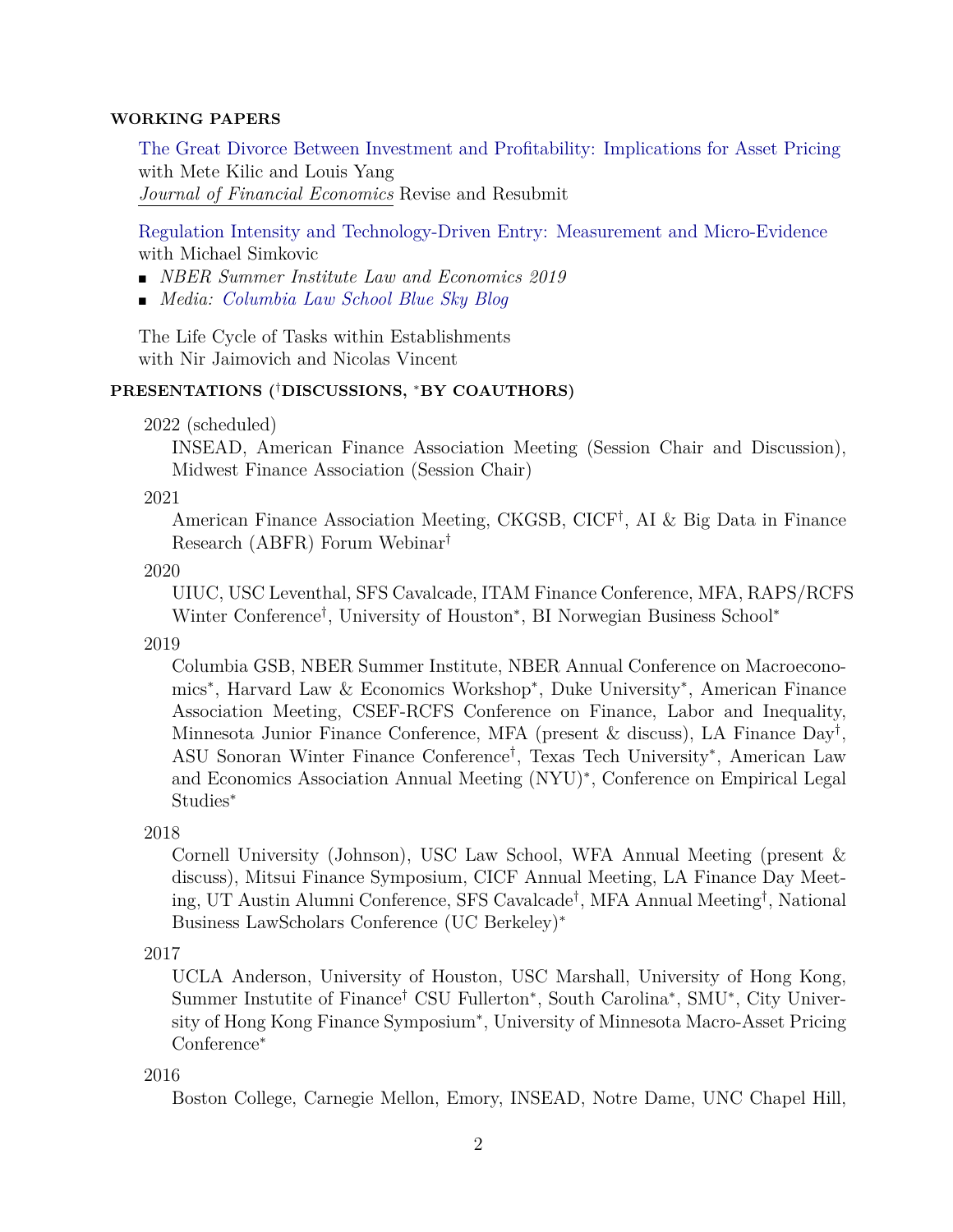### WORKING PAPERS

The Great Divorce Between Investment and Profitability: Implications for Asset Pricing
with Mete Kilic and Louis Yang
*Journal of Financial Economics* Revise and Resubmit

Regulation Intensity and Technology-Driven Entry: Measurement and Micro-Evidence
with Michael Simkovic

- *NBER Summer Institute Law and Economics 2019*
- *Media: Columbia Law School Blue Sky Blog*

The Life Cycle of Tasks within Establishments
with Nir Jaimovich and Nicolas Vincent

### PRESENTATIONS (†DISCUSSIONS, *BY COAUTHORS)

2022 (scheduled)
INSEAD, American Finance Association Meeting (Session Chair and Discussion), Midwest Finance Association (Session Chair)

2021
American Finance Association Meeting, CKGSB, CICF†, AI & Big Data in Finance Research (ABFR) Forum Webinar†

2020
UIUC, USC Leventhal, SFS Cavalcade, ITAM Finance Conference, MFA, RAPS/RCFS Winter Conference†, University of Houston*, BI Norwegian Business School*

2019
Columbia GSB, NBER Summer Institute, NBER Annual Conference on Macroeconomics*, Harvard Law & Economics Workshop*, Duke University*, American Finance Association Meeting, CSEF-RCFS Conference on Finance, Labor and Inequality, Minnesota Junior Finance Conference, MFA (present & discuss), LA Finance Day†, ASU Sonoran Winter Finance Conference†, Texas Tech University*, American Law and Economics Association Annual Meeting (NYU)*, Conference on Empirical Legal Studies*

2018
Cornell University (Johnson), USC Law School, WFA Annual Meeting (present & discuss), Mitsui Finance Symposium, CICF Annual Meeting, LA Finance Day Meeting, UT Austin Alumni Conference, SFS Cavalcade†, MFA Annual Meeting†, National Business LawScholars Conference (UC Berkeley)*

2017
UCLA Anderson, University of Houston, USC Marshall, University of Hong Kong, Summer Instutite of Finance† CSU Fullerton*, South Carolina*, SMU*, City University of Hong Kong Finance Symposium*, University of Minnesota Macro-Asset Pricing Conference*

2016
Boston College, Carnegie Mellon, Emory, INSEAD, Notre Dame, UNC Chapel Hill,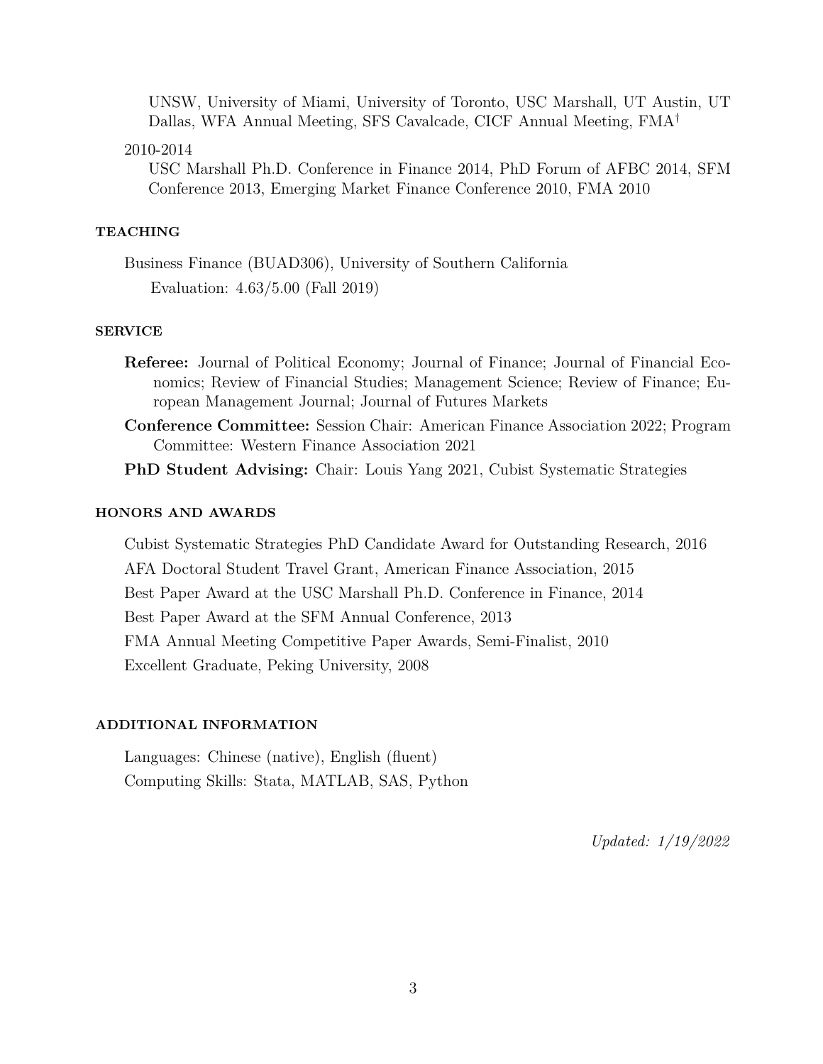UNSW, University of Miami, University of Toronto, USC Marshall, UT Austin, UT Dallas, WFA Annual Meeting, SFS Cavalcade, CICF Annual Meeting, FMA[†]

2010-2014

USC Marshall Ph.D. Conference in Finance 2014, PhD Forum of AFBC 2014, SFM Conference 2013, Emerging Market Finance Conference 2010, FMA 2010

## TEACHING

Business Finance (BUAD306), University of Southern California

Evaluation: 4.63/5.00 (Fall 2019)

## SERVICE

**Referee:** Journal of Political Economy; Journal of Finance; Journal of Financial Economics; Review of Financial Studies; Management Science; Review of Finance; European Management Journal; Journal of Futures Markets

**Conference Committee:** Session Chair: American Finance Association 2022; Program Committee: Western Finance Association 2021

**PhD Student Advising:** Chair: Louis Yang 2021, Cubist Systematic Strategies

## HONORS AND AWARDS

Cubist Systematic Strategies PhD Candidate Award for Outstanding Research, 2016

AFA Doctoral Student Travel Grant, American Finance Association, 2015

Best Paper Award at the USC Marshall Ph.D. Conference in Finance, 2014

Best Paper Award at the SFM Annual Conference, 2013

FMA Annual Meeting Competitive Paper Awards, Semi-Finalist, 2010

Excellent Graduate, Peking University, 2008

## ADDITIONAL INFORMATION

Languages: Chinese (native), English (fluent)

Computing Skills: Stata, MATLAB, SAS, Python

*Updated: 1/19/2022*